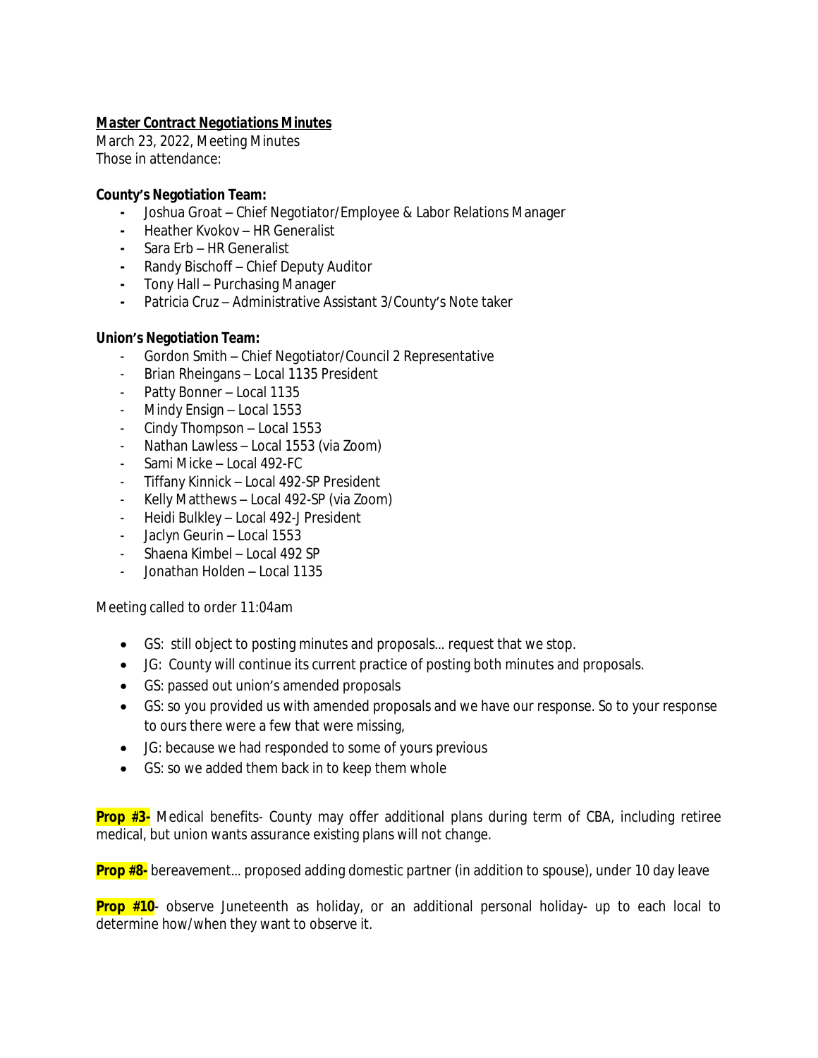***Master Contract Negotiations Minutes***

March 23, 2022, Meeting Minutes

Those in attendance:

**County's Negotiation Team:**

- Joshua Groat – Chief Negotiator/Employee & Labor Relations Manager
- Heather Kvokov – HR Generalist
- Sara Erb – HR Generalist
- Randy Bischoff – Chief Deputy Auditor
- Tony Hall – Purchasing Manager
- Patricia Cruz – Administrative Assistant 3/County's Note taker

**Union's Negotiation Team:**

- Gordon Smith – Chief Negotiator/Council 2 Representative
- Brian Rheingans – Local 1135 President
- Patty Bonner – Local 1135
- Mindy Ensign – Local 1553
- Cindy Thompson – Local 1553
- Nathan Lawless – Local 1553 (via Zoom)
- Sami Micke – Local 492-FC
- Tiffany Kinnick – Local 492-SP President
- Kelly Matthews – Local 492-SP (via Zoom)
- Heidi Bulkley – Local 492-J President
- Jaclyn Geurin – Local 1553
- Shaena Kimbel – Local 492 SP
- Jonathan Holden – Local 1135

Meeting called to order 11:04am

- GS: still object to posting minutes and proposals... request that we stop.
- JG: County will continue its current practice of posting both minutes and proposals.
- GS: passed out union's amended proposals
- GS: so you provided us with amended proposals and we have our response. So to your response to ours there were a few that were missing,
- JG: because we had responded to some of yours previous
- GS: so we added them back in to keep them whole

**Prop #3-** Medical benefits- County may offer additional plans during term of CBA, including retiree medical, but union wants assurance existing plans will not change.

**Prop #8-** bereavement... proposed adding domestic partner (in addition to spouse), under 10 day leave

**Prop #10**- observe Juneteenth as holiday, or an additional personal holiday- up to each local to determine how/when they want to observe it.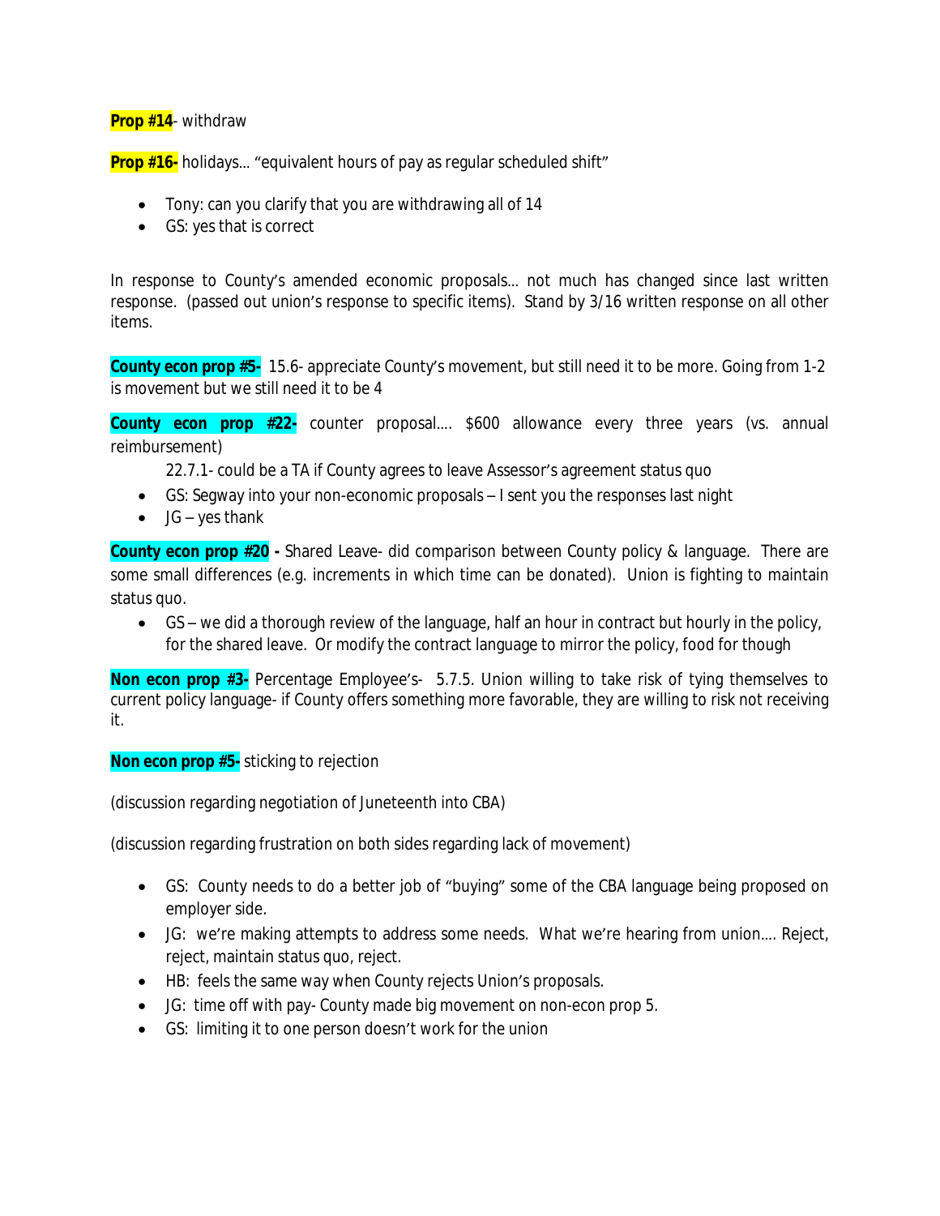**Prop #14**- withdraw

**Prop #16-** holidays… "equivalent hours of pay as regular scheduled shift"

- Tony: can you clarify that you are withdrawing all of 14
- GS: yes that is correct

In response to County's amended economic proposals… not much has changed since last written response. (passed out union's response to specific items). Stand by 3/16 written response on all other items.

**County econ prop #5-** 15.6- appreciate County's movement, but still need it to be more. Going from 1-2 is movement but we still need it to be 4

**County econ prop #22-** counter proposal…. $600 allowance every three years (vs. annual reimbursement)

22.7.1- could be a TA if County agrees to leave Assessor's agreement status quo

- GS: Segway into your non-economic proposals – I sent you the responses last night
- JG – yes thank

**County econ prop #20 -** Shared Leave- did comparison between County policy & language. There are some small differences (e.g. increments in which time can be donated). Union is fighting to maintain status quo.

- GS – we did a thorough review of the language, half an hour in contract but hourly in the policy, for the shared leave. Or modify the contract language to mirror the policy, food for though

**Non econ prop #3-** Percentage Employee's- 5.7.5. Union willing to take risk of tying themselves to current policy language- if County offers something more favorable, they are willing to risk not receiving it.

**Non econ prop #5-** sticking to rejection

(discussion regarding negotiation of Juneteenth into CBA)

(discussion regarding frustration on both sides regarding lack of movement)

- GS: County needs to do a better job of "buying" some of the CBA language being proposed on employer side.
- JG: we're making attempts to address some needs. What we're hearing from union…. Reject, reject, maintain status quo, reject.
- HB: feels the same way when County rejects Union's proposals.
- JG: time off with pay- County made big movement on non-econ prop 5.
- GS: limiting it to one person doesn't work for the union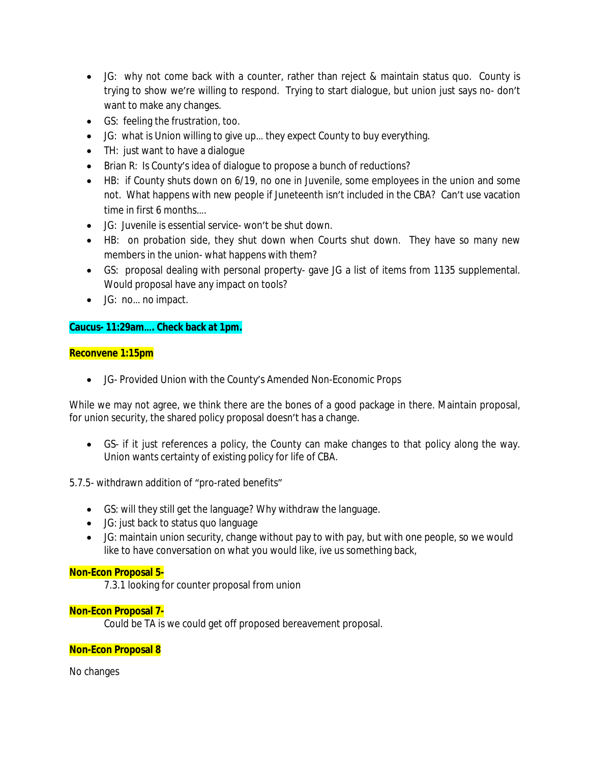- JG: why not come back with a counter, rather than reject & maintain status quo. County is trying to show we're willing to respond. Trying to start dialogue, but union just says no- don't want to make any changes.
- GS: feeling the frustration, too.
- JG: what is Union willing to give up… they expect County to buy everything.
- TH: just want to have a dialogue
- Brian R: Is County's idea of dialogue to propose a bunch of reductions?
- HB: if County shuts down on 6/19, no one in Juvenile, some employees in the union and some not. What happens with new people if Juneteenth isn't included in the CBA? Can't use vacation time in first 6 months….
- JG: Juvenile is essential service- won't be shut down.
- HB: on probation side, they shut down when Courts shut down. They have so many new members in the union- what happens with them?
- GS: proposal dealing with personal property- gave JG a list of items from 1135 supplemental. Would proposal have any impact on tools?
- JG: no… no impact.

**Caucus- 11:29am…. Check back at 1pm.**

**Reconvene 1:15pm**

- JG- Provided Union with the County's Amended Non-Economic Props

While we may not agree, we think there are the bones of a good package in there. Maintain proposal, for union security, the shared policy proposal doesn't has a change.

- GS- if it just references a policy, the County can make changes to that policy along the way. Union wants certainty of existing policy for life of CBA.

5.7.5- withdrawn addition of "pro-rated benefits"

- GS: will they still get the language? Why withdraw the language.
- JG: just back to status quo language
- JG: maintain union security, change without pay to with pay, but with one people, so we would like to have conversation on what you would like, ive us something back,

**Non-Econ Proposal 5-**

7.3.1 looking for counter proposal from union

**Non-Econ Proposal 7-**

Could be TA is we could get off proposed bereavement proposal.

**Non-Econ Proposal 8**

No changes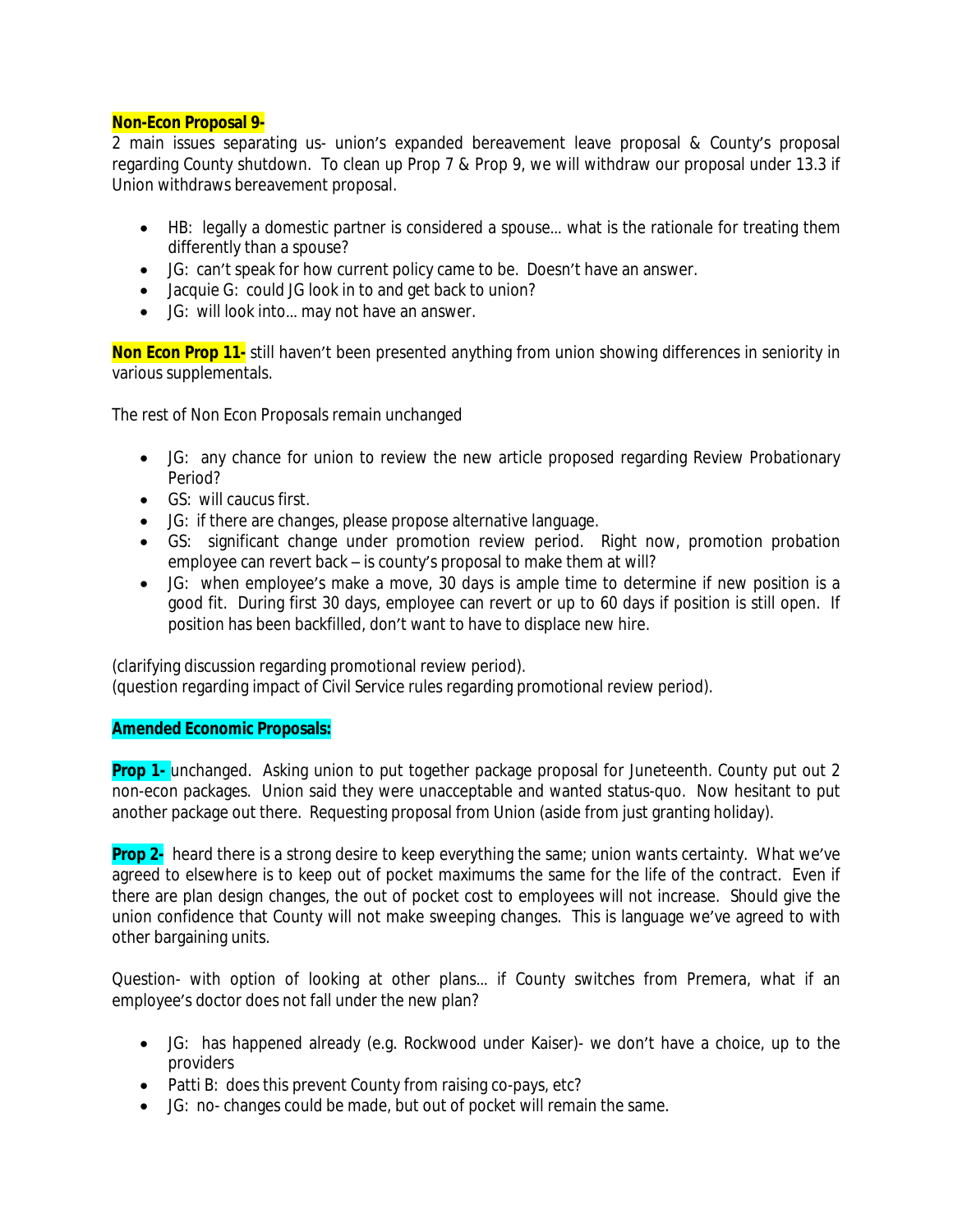**Non-Econ Proposal 9-**
2 main issues separating us- union's expanded bereavement leave proposal & County's proposal regarding County shutdown. To clean up Prop 7 & Prop 9, we will withdraw our proposal under 13.3 if Union withdraws bereavement proposal.

- HB: legally a domestic partner is considered a spouse… what is the rationale for treating them differently than a spouse?
- JG: can't speak for how current policy came to be. Doesn't have an answer.
- Jacquie G: could JG look in to and get back to union?
- JG: will look into… may not have an answer.

**Non Econ Prop 11-** still haven't been presented anything from union showing differences in seniority in various supplementals.

The rest of Non Econ Proposals remain unchanged

- JG: any chance for union to review the new article proposed regarding Review Probationary Period?
- GS: will caucus first.
- JG: if there are changes, please propose alternative language.
- GS: significant change under promotion review period. Right now, promotion probation employee can revert back – is county's proposal to make them at will?
- JG: when employee's make a move, 30 days is ample time to determine if new position is a good fit. During first 30 days, employee can revert or up to 60 days if position is still open. If position has been backfilled, don't want to have to displace new hire.

(clarifying discussion regarding promotional review period).
(question regarding impact of Civil Service rules regarding promotional review period).

**Amended Economic Proposals:**

**Prop 1-** unchanged. Asking union to put together package proposal for Juneteenth. County put out 2 non-econ packages. Union said they were unacceptable and wanted status-quo. Now hesitant to put another package out there. Requesting proposal from Union (aside from just granting holiday).

**Prop 2-** heard there is a strong desire to keep everything the same; union wants certainty. What we've agreed to elsewhere is to keep out of pocket maximums the same for the life of the contract. Even if there are plan design changes, the out of pocket cost to employees will not increase. Should give the union confidence that County will not make sweeping changes. This is language we've agreed to with other bargaining units.

Question- with option of looking at other plans… if County switches from Premera, what if an employee's doctor does not fall under the new plan?

- JG: has happened already (e.g. Rockwood under Kaiser)- we don't have a choice, up to the providers
- Patti B: does this prevent County from raising co-pays, etc?
- JG: no- changes could be made, but out of pocket will remain the same.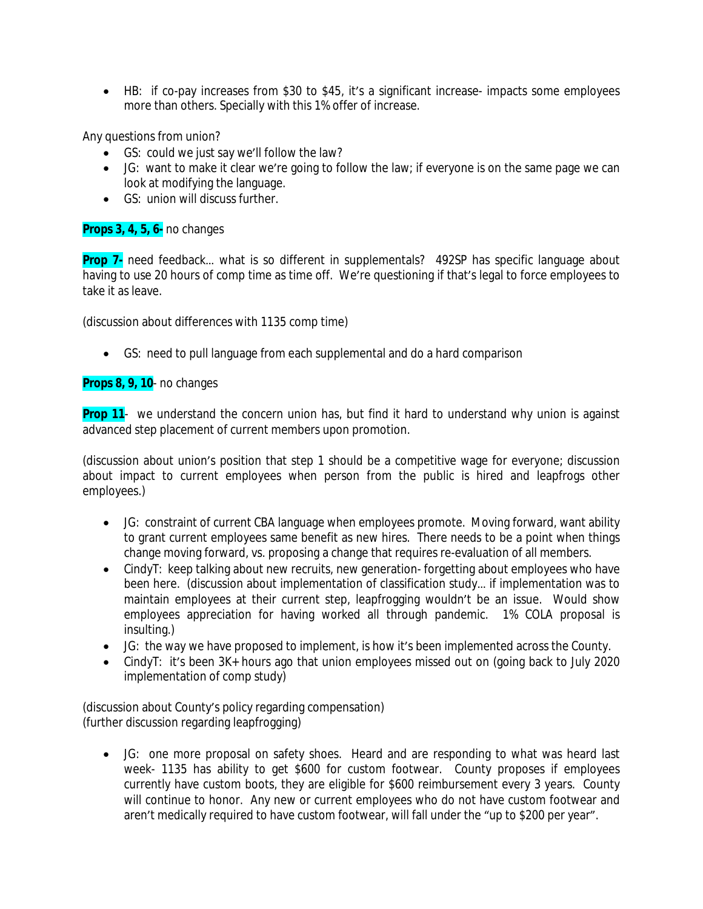- HB: if co-pay increases from $30 to $45, it's a significant increase- impacts some employees more than others. Specially with this 1% offer of increase.

Any questions from union?

- GS: could we just say we'll follow the law?
- JG: want to make it clear we're going to follow the law; if everyone is on the same page we can look at modifying the language.
- GS: union will discuss further.

**Props 3, 4, 5, 6-** no changes

**Prop 7-** need feedback… what is so different in supplementals? 492SP has specific language about having to use 20 hours of comp time as time off. We're questioning if that's legal to force employees to take it as leave.

(discussion about differences with 1135 comp time)

- GS: need to pull language from each supplemental and do a hard comparison

**Props 8, 9, 10**- no changes

**Prop 11**- we understand the concern union has, but find it hard to understand why union is against advanced step placement of current members upon promotion.

(discussion about union's position that step 1 should be a competitive wage for everyone; discussion about impact to current employees when person from the public is hired and leapfrogs other employees.)

- JG: constraint of current CBA language when employees promote. Moving forward, want ability to grant current employees same benefit as new hires. There needs to be a point when things change moving forward, vs. proposing a change that requires re-evaluation of all members.
- CindyT: keep talking about new recruits, new generation- forgetting about employees who have been here. (discussion about implementation of classification study… if implementation was to maintain employees at their current step, leapfrogging wouldn't be an issue. Would show employees appreciation for having worked all through pandemic. 1% COLA proposal is insulting.)
- JG: the way we have proposed to implement, is how it's been implemented across the County.
- CindyT: it's been 3K+ hours ago that union employees missed out on (going back to July 2020 implementation of comp study)

(discussion about County's policy regarding compensation)
(further discussion regarding leapfrogging)

- JG: one more proposal on safety shoes. Heard and are responding to what was heard last week- 1135 has ability to get $600 for custom footwear. County proposes if employees currently have custom boots, they are eligible for $600 reimbursement every 3 years. County will continue to honor. Any new or current employees who do not have custom footwear and aren't medically required to have custom footwear, will fall under the "up to $200 per year".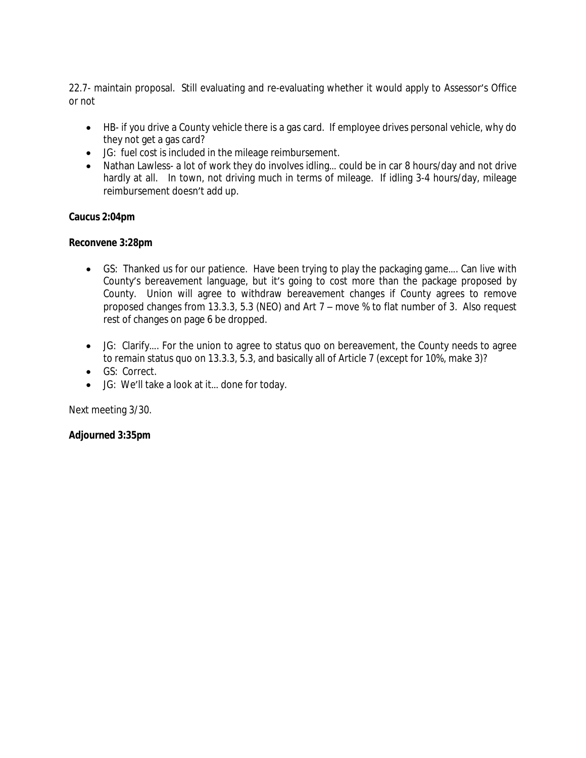22.7- maintain proposal. Still evaluating and re-evaluating whether it would apply to Assessor's Office or not

- HB- if you drive a County vehicle there is a gas card. If employee drives personal vehicle, why do they not get a gas card?
- JG: fuel cost is included in the mileage reimbursement.
- Nathan Lawless- a lot of work they do involves idling… could be in car 8 hours/day and not drive hardly at all. In town, not driving much in terms of mileage. If idling 3-4 hours/day, mileage reimbursement doesn't add up.

**Caucus 2:04pm**

**Reconvene 3:28pm**

- GS: Thanked us for our patience. Have been trying to play the packaging game…. Can live with County's bereavement language, but it's going to cost more than the package proposed by County. Union will agree to withdraw bereavement changes if County agrees to remove proposed changes from 13.3.3, 5.3 (NEO) and Art 7 – move % to flat number of 3. Also request rest of changes on page 6 be dropped.

- JG: Clarify…. For the union to agree to status quo on bereavement, the County needs to agree to remain status quo on 13.3.3, 5.3, and basically all of Article 7 (except for 10%, make 3)?
- GS: Correct.
- JG: We'll take a look at it… done for today.

Next meeting 3/30.

**Adjourned 3:35pm**